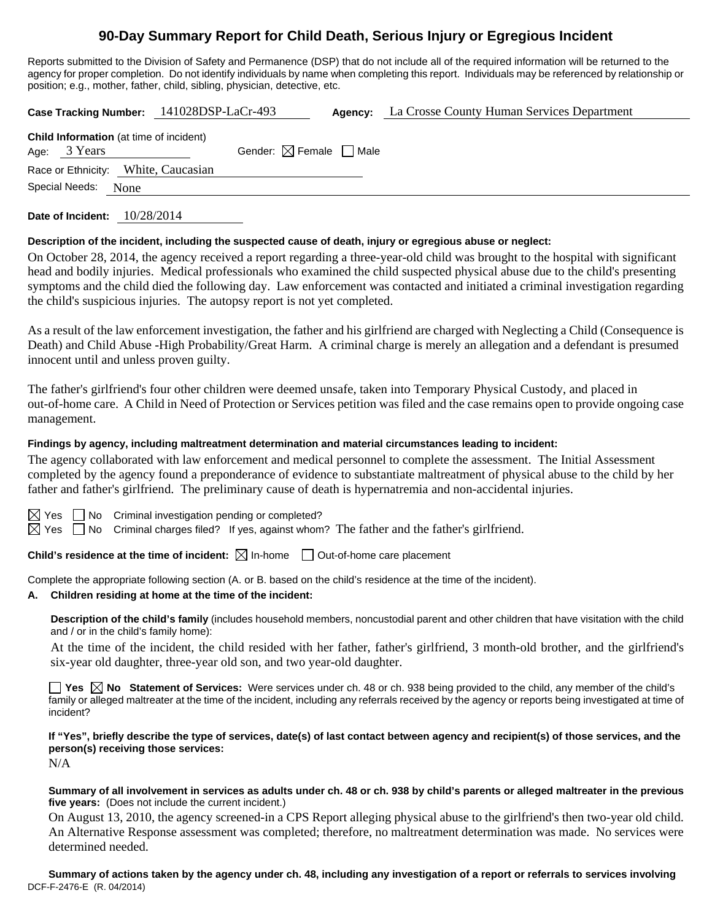# 90-Day Summary Report for Child Death, Serious Injury or Egregious Incident

Reports submitted to the Division of Safety and Permanence (DSP) that do not include all of the required information will be returned to the agency for proper completion. Do not identify individuals by name when completing this report. Individuals may be referenced by relationship or position; e.g., mother, father, child, sibling, physician, detective, etc.

**Case Tracking Number:** 141028DSP-LaCr-493 **Agency:** La Crosse County Human Services Department

**Child Information** (at time of incident)

Age: 3 Years Gender: ☒ Female ☐ Male

Race or Ethnicity: White, Caucasian

Special Needs: None

**Date of Incident:** 10/28/2014

**Description of the incident, including the suspected cause of death, injury or egregious abuse or neglect:**

On October 28, 2014, the agency received a report regarding a three-year-old child was brought to the hospital with significant head and bodily injuries. Medical professionals who examined the child suspected physical abuse due to the child's presenting symptoms and the child died the following day. Law enforcement was contacted and initiated a criminal investigation regarding the child's suspicious injuries. The autopsy report is not yet completed.

As a result of the law enforcement investigation, the father and his girlfriend are charged with Neglecting a Child (Consequence is Death) and Child Abuse -High Probability/Great Harm. A criminal charge is merely an allegation and a defendant is presumed innocent until and unless proven guilty.

The father's girlfriend's four other children were deemed unsafe, taken into Temporary Physical Custody, and placed in out-of-home care. A Child in Need of Protection or Services petition was filed and the case remains open to provide ongoing case management.

**Findings by agency, including maltreatment determination and material circumstances leading to incident:**

The agency collaborated with law enforcement and medical personnel to complete the assessment. The Initial Assessment completed by the agency found a preponderance of evidence to substantiate maltreatment of physical abuse to the child by her father and father's girlfriend. The preliminary cause of death is hypernatremia and non-accidental injuries.

☒ Yes ☐ No Criminal investigation pending or completed?

☒ Yes ☐ No Criminal charges filed? If yes, against whom? The father and the father's girlfriend.

**Child's residence at the time of incident:** ☒ In-home ☐ Out-of-home care placement

Complete the appropriate following section (A. or B. based on the child's residence at the time of the incident).

**A. Children residing at home at the time of the incident:**

**Description of the child's family** (includes household members, noncustodial parent and other children that have visitation with the child and / or in the child's family home):

At the time of the incident, the child resided with her father, father's girlfriend, 3 month-old brother, and the girlfriend's six-year old daughter, three-year old son, and two year-old daughter.

☐ **Yes** ☒ **No Statement of Services:** Were services under ch. 48 or ch. 938 being provided to the child, any member of the child's family or alleged maltreater at the time of the incident, including any referrals received by the agency or reports being investigated at time of incident?

**If "Yes", briefly describe the type of services, date(s) of last contact between agency and recipient(s) of those services, and the person(s) receiving those services:**

N/A

**Summary of all involvement in services as adults under ch. 48 or ch. 938 by child's parents or alleged maltreater in the previous five years:** (Does not include the current incident.)

On August 13, 2010, the agency screened-in a CPS Report alleging physical abuse to the girlfriend's then two-year old child. An Alternative Response assessment was completed; therefore, no maltreatment determination was made. No services were determined needed.

**Summary of actions taken by the agency under ch. 48, including any investigation of a report or referrals to services involving**

DCF-F-2476-E (R. 04/2014)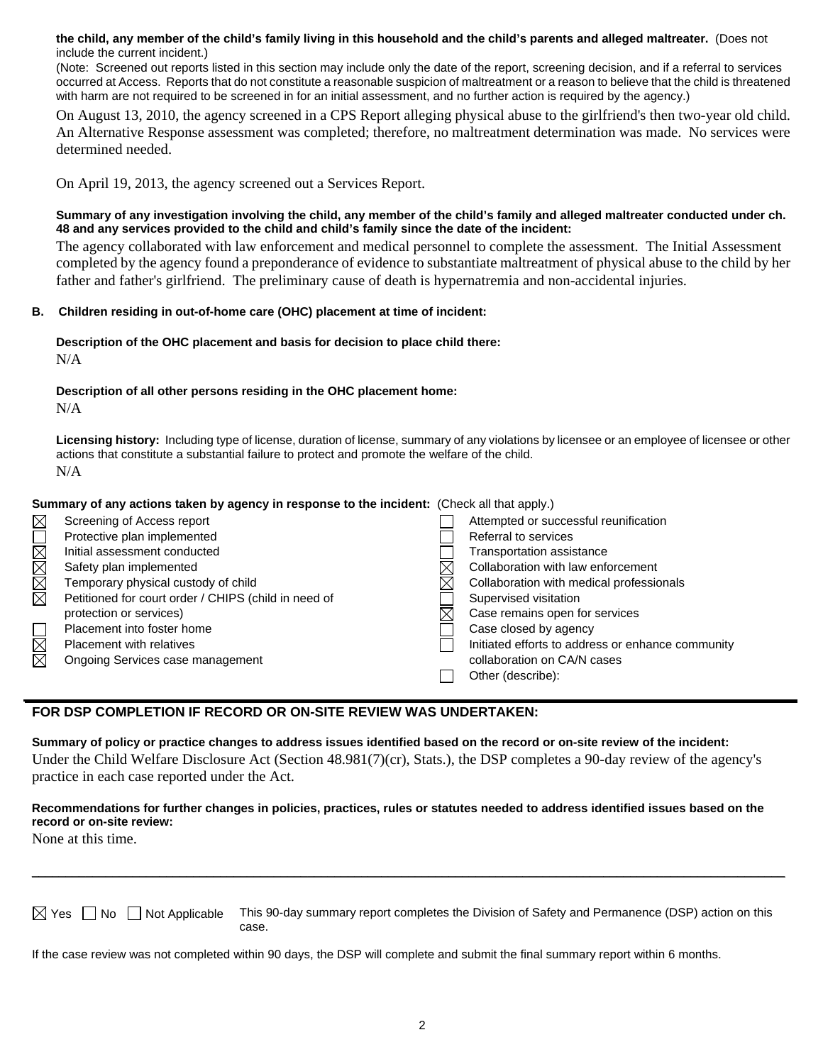**the child, any member of the child's family living in this household and the child's parents and alleged maltreater.** (Does not include the current incident.)

(Note: Screened out reports listed in this section may include only the date of the report, screening decision, and if a referral to services occurred at Access. Reports that do not constitute a reasonable suspicion of maltreatment or a reason to believe that the child is threatened with harm are not required to be screened in for an initial assessment, and no further action is required by the agency.)

On August 13, 2010, the agency screened in a CPS Report alleging physical abuse to the girlfriend's then two-year old child. An Alternative Response assessment was completed; therefore, no maltreatment determination was made. No services were determined needed.

On April 19, 2013, the agency screened out a Services Report.

**Summary of any investigation involving the child, any member of the child's family and alleged maltreater conducted under ch. 48 and any services provided to the child and child's family since the date of the incident:**

The agency collaborated with law enforcement and medical personnel to complete the assessment. The Initial Assessment completed by the agency found a preponderance of evidence to substantiate maltreatment of physical abuse to the child by her father and father's girlfriend. The preliminary cause of death is hypernatremia and non-accidental injuries.

**B. Children residing in out-of-home care (OHC) placement at time of incident:**

**Description of the OHC placement and basis for decision to place child there:**

N/A

**Description of all other persons residing in the OHC placement home:**

N/A

**Licensing history:** Including type of license, duration of license, summary of any violations by licensee or an employee of licensee or other actions that constitute a substantial failure to protect and promote the welfare of the child.

N/A

**Summary of any actions taken by agency in response to the incident:** (Check all that apply.)

- ☒ Screening of Access report
- ☐ Protective plan implemented
- ☒ Initial assessment conducted
- ☒ Safety plan implemented
- ☒ Temporary physical custody of child
- ☒ Petitioned for court order / CHIPS (child in need of protection or services)
- ☐ Placement into foster home
- ☒ Placement with relatives
- ☒ Ongoing Services case management
- ☐ Attempted or successful reunification
- ☐ Referral to services
- ☐ Transportation assistance
- ☒ Collaboration with law enforcement
- ☒ Collaboration with medical professionals
- ☐ Supervised visitation
- ☒ Case remains open for services
- ☐ Case closed by agency
- ☐ Initiated efforts to address or enhance community collaboration on CA/N cases
- ☐ Other (describe):

## FOR DSP COMPLETION IF RECORD OR ON-SITE REVIEW WAS UNDERTAKEN:

**Summary of policy or practice changes to address issues identified based on the record or on-site review of the incident:**

Under the Child Welfare Disclosure Act (Section 48.981(7)(cr), Stats.), the DSP completes a 90-day review of the agency's practice in each case reported under the Act.

**Recommendations for further changes in policies, practices, rules or statutes needed to address identified issues based on the record or on-site review:**

None at this time.

---

☒ Yes ☐ No ☐ Not Applicable This 90-day summary report completes the Division of Safety and Permanence (DSP) action on this case.

If the case review was not completed within 90 days, the DSP will complete and submit the final summary report within 6 months.